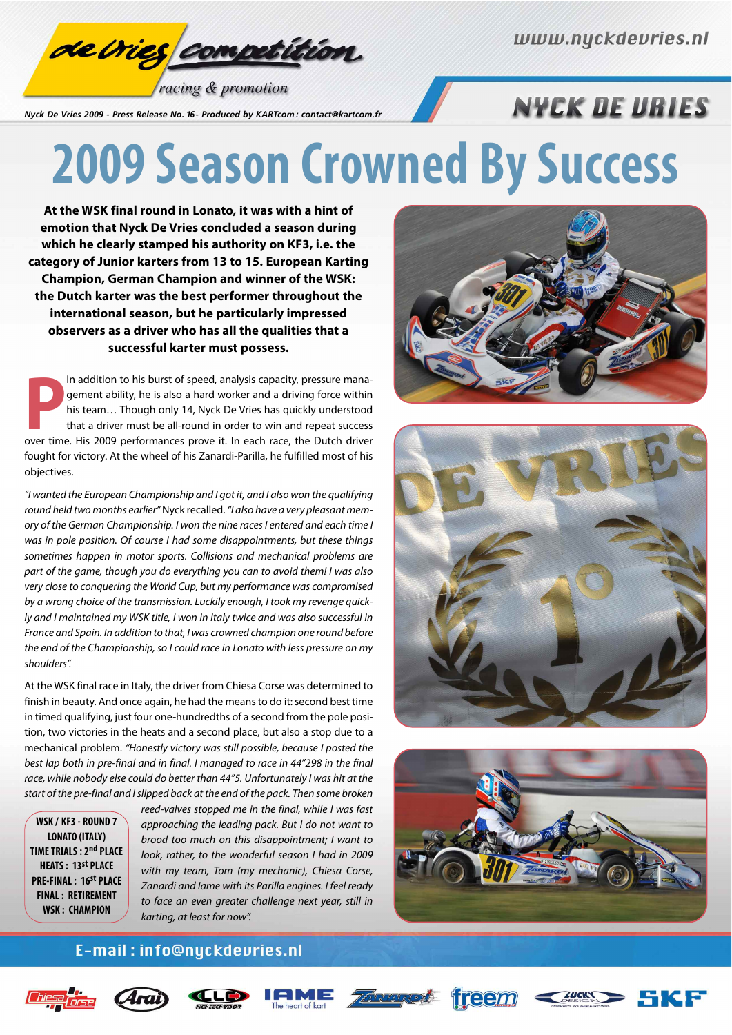# 2009 Season Crowned By Success

**At the WSK final round in Lonato, it was with a hint of emotion that Nyck De Vries concluded a season during which he clearly stamped his authority on KF3, i.e. the category of Junior karters from 13 to 15. European Karting Champion, German Champion and winner of the WSK: the Dutch karter was the best performer throughout the international season, but he particularly impressed observers as a driver who has all the qualities that a successful karter must possess.**

In addition to his burst of speed, analysis capacity, pressure management ability, he is also a hard worker and a driving force within his team… Though only 14, Nyck De Vries has quickly understood that a driver must be all-round in order to win and repeat success over time. His 2009 performances prove it. In each race, the Dutch driver fought for victory. At the wheel of his Zanardi-Parilla, he fulfilled most of his objectives.

*"I wanted the European Championship and I got it, and I also won the qualifying round held two months earlier"* Nyck recalled. *"I also have a very pleasant memory of the German Championship. I won the nine races I entered and each time I was in pole position. Of course I had some disappointments, but these things sometimes happen in motor sports. Collisions and mechanical problems are part of the game, though you do everything you can to avoid them! I was also very close to conquering the World Cup, but my performance was compromised by a wrong choice of the transmission. Luckily enough, I took my revenge quickly and I maintained my WSK title, I won in Italy twice and was also successful in France and Spain. In addition to that, I was crowned champion one round before the end of the Championship, so I could race in Lonato with less pressure on my shoulders".*

At the WSK final race in Italy, the driver from Chiesa Corse was determined to finish in beauty. And once again, he had the means to do it: second best time in timed qualifying, just four one-hundredths of a second from the pole position, two victories in the heats and a second place, but also a stop due to a mechanical problem. *"Honestly victory was still possible, because I posted the best lap both in pre-final and in final. I managed to race in 44"298 in the final race, while nobody else could do better than 44"5. Unfortunately I was hit at the start of the pre-final and I slipped back at the end of the pack. Then some broken reed-valves stopped me in the final, while I was fast approaching the leading pack. But I do not want to brood too much on this disappointment; I want to look, rather, to the wonderful season I had in 2009 with my team, Tom (my mechanic), Chiesa Corse, Zanardi and Iame with its Parilla engines. I feel ready to face an even greater challenge next year, still in karting, at least for now".*

**WSK / KF3 - ROUND 7**
**LONATO (ITALY)**
**TIME TRIALS : 2nd PLACE**
**HEATS : 13st PLACE**
**PRE-FINAL : 16st PLACE**
**FINAL : RETIREMENT**
**WSK : CHAMPION**

E-mail : info@nyckdevries.nl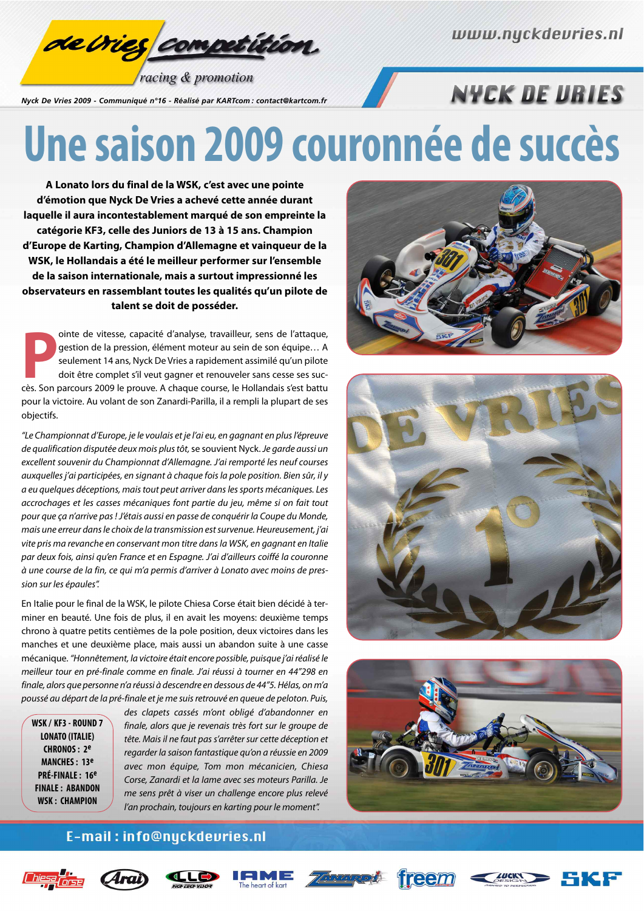# Une saison 2009 couronnée de succès

**A Lonato lors du final de la WSK, c'est avec une pointe d'émotion que Nyck De Vries a achevé cette année durant laquelle il aura incontestablement marqué de son empreinte la catégorie KF3, celle des Juniors de 13 à 15 ans. Champion d'Europe de Karting, Champion d'Allemagne et vainqueur de la WSK, le Hollandais a été le meilleur performer sur l'ensemble de la saison internationale, mais a surtout impressionné les observateurs en rassemblant toutes les qualités qu'un pilote de talent se doit de posséder.**

Pointe de vitesse, capacité d'analyse, travailleur, sens de l'attaque, gestion de la pression, élément moteur au sein de son équipe… A seulement 14 ans, Nyck De Vries a rapidement assimilé qu'un pilote doit être complet s'il veut gagner et renouveler sans cesse ses succès. Son parcours 2009 le prouve. A chaque course, le Hollandais s'est battu pour la victoire. Au volant de son Zanardi-Parilla, il a rempli la plupart de ses objectifs.

*"Le Championnat d'Europe, je le voulais et je l'ai eu, en gagnant en plus l'épreuve de qualification disputée deux mois plus tôt,* se souvient Nyck. *Je garde aussi un excellent souvenir du Championnat d'Allemagne. J'ai remporté les neuf courses auxquelles j'ai participées, en signant à chaque fois la pole position. Bien sûr, il y a eu quelques déceptions, mais tout peut arriver dans les sports mécaniques. Les accrochages et les casses mécaniques font partie du jeu, même si on fait tout pour que ça n'arrive pas ! J'étais aussi en passe de conquérir la Coupe du Monde, mais une erreur dans le choix de la transmission est survenue. Heureusement, j'ai vite pris ma revanche en conservant mon titre dans la WSK, en gagnant en Italie par deux fois, ainsi qu'en France et en Espagne. J'ai d'ailleurs coiffé la couronne à une course de la fin, ce qui m'a permis d'arriver à Lonato avec moins de pression sur les épaules".*

En Italie pour le final de la WSK, le pilote Chiesa Corse était bien décidé à terminer en beauté. Une fois de plus, il en avait les moyens: deuxième temps chrono à quatre petits centièmes de la pole position, deux victoires dans les manches et une deuxième place, mais aussi un abandon suite à une casse mécanique. *"Honnêtement, la victoire était encore possible, puisque j'ai réalisé le meilleur tour en pré-finale comme en finale. J'ai réussi à tourner en 44"298 en finale, alors que personne n'a réussi à descendre en dessous de 44"5. Hélas, on m'a poussé au départ de la pré-finale et je me suis retrouvé en queue de peloton. Puis, des clapets cassés m'ont obligé d'abandonner en finale, alors que je revenais très fort sur le groupe de tête. Mais il ne faut pas s'arrêter sur cette déception et regarder la saison fantastique qu'on a réussie en 2009 avec mon équipe, Tom mon mécanicien, Chiesa Corse, Zanardi et la lame avec ses moteurs Parilla. Je me sens prêt à viser un challenge encore plus relevé l'an prochain, toujours en karting pour le moment".*

**WSK / KF3 - ROUND 7**
**LONATO (ITALIE)**
**CHRONOS : 2e**
**MANCHES : 13e**
**PRÉ-FINALE : 16e**
**FINALE : ABANDON**
**WSK : CHAMPION**

E-mail : info@nyckdevries.nl